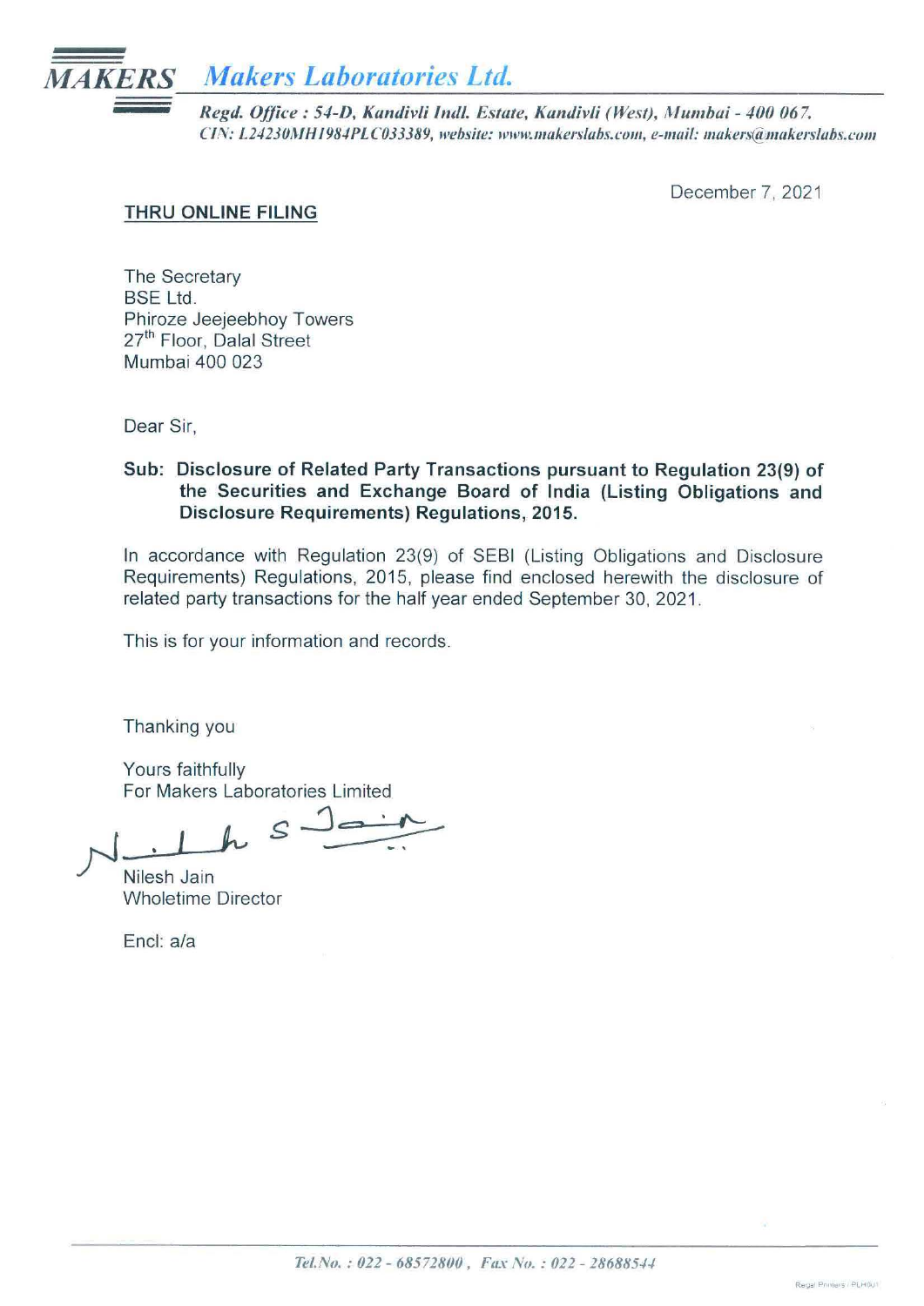# MAKERS Makers Laboratories Ltd.

***Regd. Office : 54-D, Kandivli Indl. Estate, Kandivli (West), Mumbai - 400 067.***
*CIN: L24230MH1984PLC033389, website: www.makerslabs.com, e-mail: makers@makerslabs.com*

December 7, 2021

**THRU ONLINE FILING**

The Secretary
BSE Ltd.
Phiroze Jeejeebhoy Towers
27th Floor, Dalal Street
Mumbai 400 023

Dear Sir,

**Sub: Disclosure of Related Party Transactions pursuant to Regulation 23(9) of the Securities and Exchange Board of India (Listing Obligations and Disclosure Requirements) Regulations, 2015.**

In accordance with Regulation 23(9) of SEBI (Listing Obligations and Disclosure Requirements) Regulations, 2015, please find enclosed herewith the disclosure of related party transactions for the half year ended September 30, 2021.

This is for your information and records.

Thanking you

Yours faithfully
For Makers Laboratories Limited

Nilesh Jain
Wholetime Director

Encl: a/a

*Tel.No. : 022 - 68572800, Fax No. : 022 - 28688544*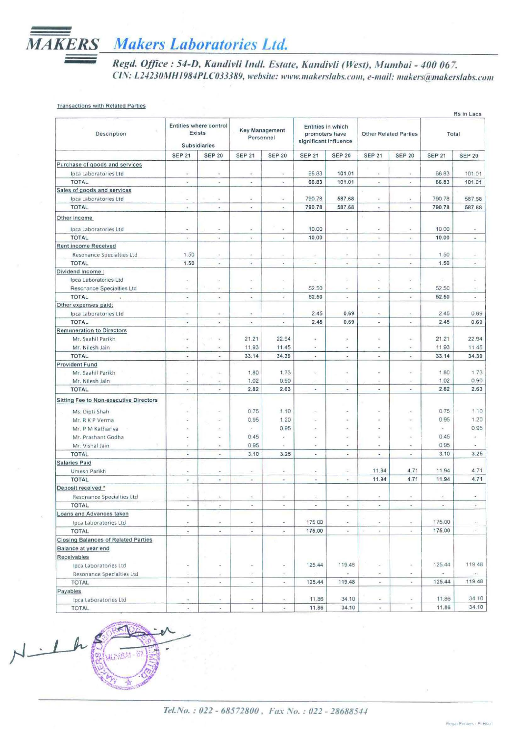# MAKERS Makers Laboratories Ltd.

***Regd. Office : 54-D, Kandivli Indl. Estate, Kandivli (West), Mumbai - 400 067.***
***CIN: L24230MH1984PLC033389, website: www.makerslabs.com, e-mail: makers@makerslabs.com***

Transactions with Related Parties

Rs in Lacs

| Description | Entities where control Exists<br>Subsidiaries | | Key Management Personnel | | Entities in which promoters have significant influence | | Other Related Parties | | Total | |
|---|---|---|---|---|---|---|---|---|---|---|
| | SEP 21 | SEP 20 | SEP 21 | SEP 20 | SEP 21 | SEP 20 | SEP 21 | SEP 20 | SEP 21 | SEP 20 |
| Purchase of goods and services | | | | | | | | | | |
| Ipca Laboratories Ltd | - | - | - | - | 66.83 | 101.01 | - | - | 66.83 | 101.01 |
| TOTAL | - | - | - | - | 66.83 | 101.01 | - | - | 66.83 | 101.01 |
| Sales of goods and services | | | | | | | | | | |
| Ipca Laboratories Ltd | - | - | - | - | 790.78 | 587.68 | - | - | 790.78 | 587.68 |
| TOTAL | - | - | - | - | 790.78 | 587.68 | - | - | 790.78 | 587.68 |
| Other income | | | | | | | | | | |
| Ipca Laboratories Ltd | - | - | - | - | 10.00 | - | - | - | 10.00 | - |
| TOTAL | - | - | - | - | 10.00 | - | - | - | 10.00 | - |
| Rent income Received | | | | | | | | | | |
| Resonance Specialties Ltd | 1.50 | - | - | - | - | - | - | - | 1.50 | - |
| TOTAL | 1.50 | - | - | - | - | - | - | - | 1.50 | - |
| Dividend Income : | | | | | | | | | | |
| Ipca Laboratories Ltd | - | - | - | - | - | - | - | - | - | - |
| Resonance Specialties Ltd | - | - | - | - | 52.50 | - | - | - | 52.50 | - |
| TOTAL | - | - | - | - | 52.50 | - | - | - | 52.50 | - |
| Other expenses paid: | | | | | | | | | | |
| Ipca Laboratories Ltd | - | - | - | - | 2.45 | 0.69 | - | - | 2.45 | 0.69 |
| TOTAL | - | - | - | - | 2.45 | 0.69 | - | - | 2.45 | 0.69 |
| Remuneration to Directors | | | | | | | | | | |
| Mr. Saahil Parikh | - | - | 21.21 | 22.94 | - | - | - | - | 21.21 | 22.94 |
| Mr. Nilesh Jain | - | - | 11.93 | 11.45 | - | - | - | - | 11.93 | 11.45 |
| TOTAL | - | - | 33.14 | 34.39 | - | - | - | - | 33.14 | 34.39 |
| Provident Fund | | | | | | | | | | |
| Mr. Saahil Parikh | - | - | 1.80 | 1.73 | - | - | - | - | 1.80 | 1.73 |
| Mr. Nilesh Jain | - | - | 1.02 | 0.90 | - | - | - | - | 1.02 | 0.90 |
| TOTAL | - | - | 2.82 | 2.63 | - | - | - | - | 2.82 | 2.63 |
| Sitting Fee to Non-executive Directors | | | | | | | | | | |
| Ms. Dipti Shah | - | - | 0.75 | 1.10 | - | - | - | - | 0.75 | 1.10 |
| Mr. R K P Verma | - | - | 0.95 | 1.20 | - | - | - | - | 0.95 | 1.20 |
| Mr. P M Kathariya | - | - | - | 0.95 | - | - | - | - | - | 0.95 |
| Mr. Prashant Godha | - | - | 0.45 | - | - | - | - | - | 0.45 | - |
| Mr. Vishal Jain | - | - | 0.95 | - | - | - | - | - | 0.95 | - |
| TOTAL | - | - | 3.10 | 3.25 | - | - | - | - | 3.10 | 3.25 |
| Salaries Paid | | | | | | | | | | |
| Umesh Parikh | - | - | - | - | - | - | 11.94 | 4.71 | 11.94 | 4.71 |
| TOTAL | - | - | - | - | - | - | 11.94 | 4.71 | 11.94 | 4.71 |
| Deposit received * | | | | | | | | | | |
| Resonance Specialties Ltd | - | - | - | - | - | - | - | - | - | - |
| TOTAL | - | - | - | - | - | - | - | - | - | - |
| Loans and Advances taken | | | | | | | | | | |
| Ipca Laboratories Ltd | - | - | - | - | 175.00 | - | - | - | 175.00 | - |
| TOTAL | - | - | - | - | 175.00 | - | - | - | 175.00 | - |
| Closing Balances of Related Parties | | | | | | | | | | |
| Balance at year end | | | | | | | | | | |
| Receivables | | | | | | | | | | |
| Ipca Laboratories Ltd | - | - | - | - | 125.44 | 119.48 | - | - | 125.44 | 119.48 |
| Resonance Specialties Ltd | - | - | - | - | - | - | - | - | - | - |
| TOTAL | - | - | - | - | 125.44 | 119.48 | - | - | 125.44 | 119.48 |
| Payables | | | | | | | | | | |
| Ipca Laboratories Ltd | - | - | - | - | 11.86 | 34.10 | - | - | 11.86 | 34.10 |
| TOTAL | - | - | - | - | 11.86 | 34.10 | - | - | 11.86 | 34.10 |

*Tel.No. : 022 - 68572800 , Fax No. : 022 - 28688544*